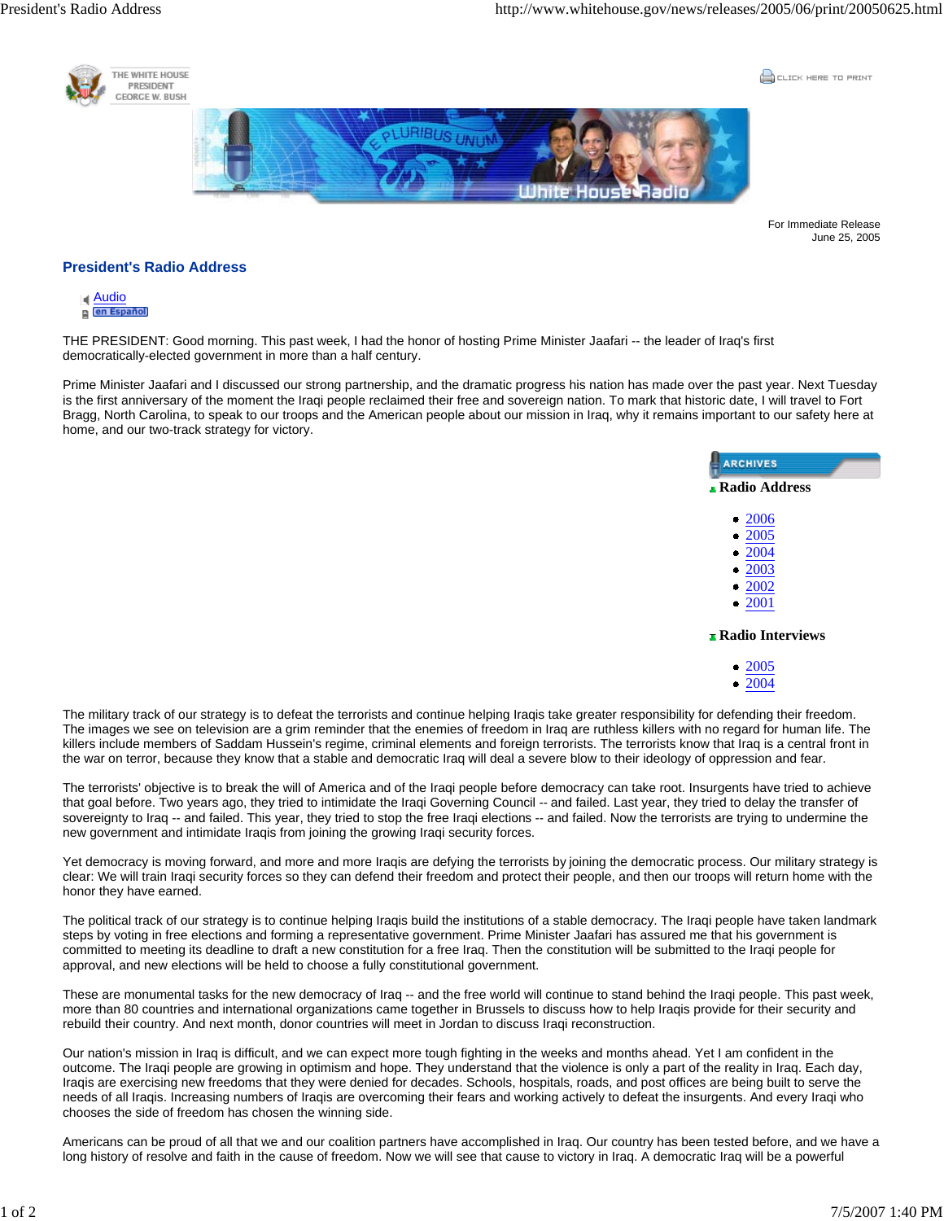For Immediate Release
June 25, 2005

## President's Radio Address

Audio
en Español

THE PRESIDENT: Good morning. This past week, I had the honor of hosting Prime Minister Jaafari -- the leader of Iraq's first democratically-elected government in more than a half century.

Prime Minister Jaafari and I discussed our strong partnership, and the dramatic progress his nation has made over the past year. Next Tuesday is the first anniversary of the moment the Iraqi people reclaimed their free and sovereign nation. To mark that historic date, I will travel to Fort Bragg, North Carolina, to speak to our troops and the American people about our mission in Iraq, why it remains important to our safety here at home, and our two-track strategy for victory.

The military track of our strategy is to defeat the terrorists and continue helping Iraqis take greater responsibility for defending their freedom. The images we see on television are a grim reminder that the enemies of freedom in Iraq are ruthless killers with no regard for human life. The killers include members of Saddam Hussein's regime, criminal elements and foreign terrorists. The terrorists know that Iraq is a central front in the war on terror, because they know that a stable and democratic Iraq will deal a severe blow to their ideology of oppression and fear.

The terrorists' objective is to break the will of America and of the Iraqi people before democracy can take root. Insurgents have tried to achieve that goal before. Two years ago, they tried to intimidate the Iraqi Governing Council -- and failed. Last year, they tried to delay the transfer of sovereignty to Iraq -- and failed. This year, they tried to stop the free Iraqi elections -- and failed. Now the terrorists are trying to undermine the new government and intimidate Iraqis from joining the growing Iraqi security forces.

Yet democracy is moving forward, and more and more Iraqis are defying the terrorists by joining the democratic process. Our military strategy is clear: We will train Iraqi security forces so they can defend their freedom and protect their people, and then our troops will return home with the honor they have earned.

The political track of our strategy is to continue helping Iraqis build the institutions of a stable democracy. The Iraqi people have taken landmark steps by voting in free elections and forming a representative government. Prime Minister Jaafari has assured me that his government is committed to meeting its deadline to draft a new constitution for a free Iraq. Then the constitution will be submitted to the Iraqi people for approval, and new elections will be held to choose a fully constitutional government.

These are monumental tasks for the new democracy of Iraq -- and the free world will continue to stand behind the Iraqi people. This past week, more than 80 countries and international organizations came together in Brussels to discuss how to help Iraqis provide for their security and rebuild their country. And next month, donor countries will meet in Jordan to discuss Iraqi reconstruction.

Our nation's mission in Iraq is difficult, and we can expect more tough fighting in the weeks and months ahead. Yet I am confident in the outcome. The Iraqi people are growing in optimism and hope. They understand that the violence is only a part of the reality in Iraq. Each day, Iraqis are exercising new freedoms that they were denied for decades. Schools, hospitals, roads, and post offices are being built to serve the needs of all Iraqis. Increasing numbers of Iraqis are overcoming their fears and working actively to defeat the insurgents. And every Iraqi who chooses the side of freedom has chosen the winning side.

Americans can be proud of all that we and our coalition partners have accomplished in Iraq. Our country has been tested before, and we have a long history of resolve and faith in the cause of freedom. Now we will see that cause to victory in Iraq. A democratic Iraq will be a powerful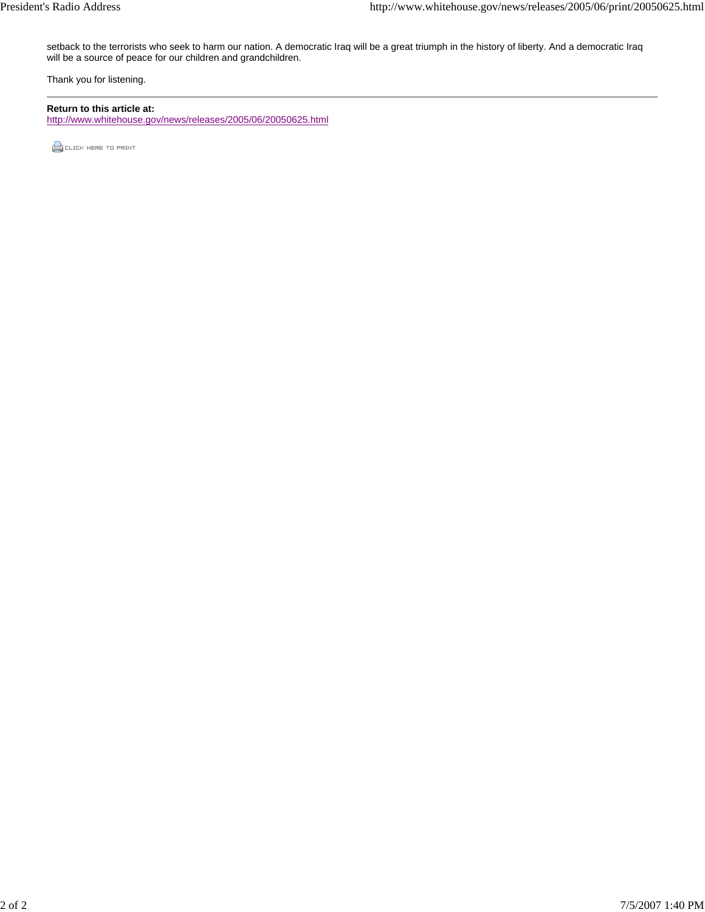setback to the terrorists who seek to harm our nation. A democratic Iraq will be a great triumph in the history of liberty. And a democratic Iraq will be a source of peace for our children and grandchildren.

Thank you for listening.

---

**Return to this article at:**
http://www.whitehouse.gov/news/releases/2005/06/20050625.html

CLICK HERE TO PRINT